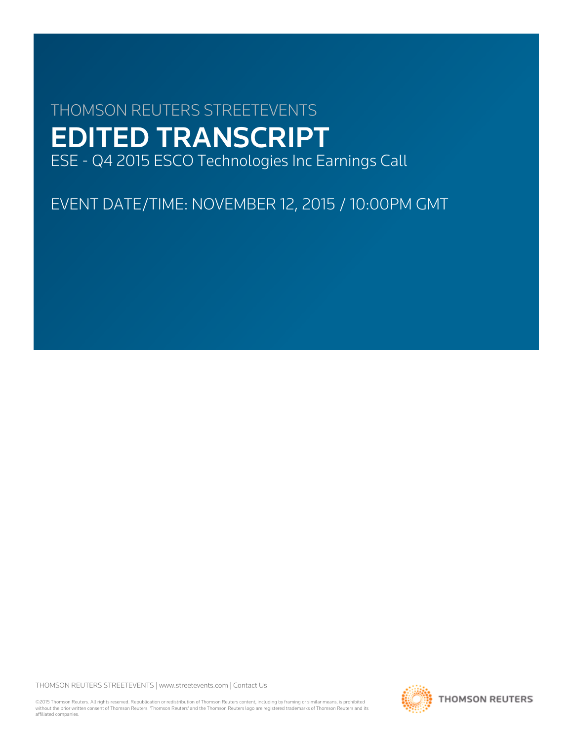THOMSON REUTERS STREETEVENTS

# EDITED TRANSCRIPT

ESE - Q4 2015 ESCO Technologies Inc Earnings Call

EVENT DATE/TIME: NOVEMBER 12, 2015 / 10:00PM GMT

THOMSON REUTERS STREETEVENTS | www.streetevents.com | Contact Us

©2015 Thomson Reuters. All rights reserved. Republication or redistribution of Thomson Reuters content, including by framing or similar means, is prohibited without the prior written consent of Thomson Reuters. 'Thomson Reuters' and the Thomson Reuters logo are registered trademarks of Thomson Reuters and its affiliated companies.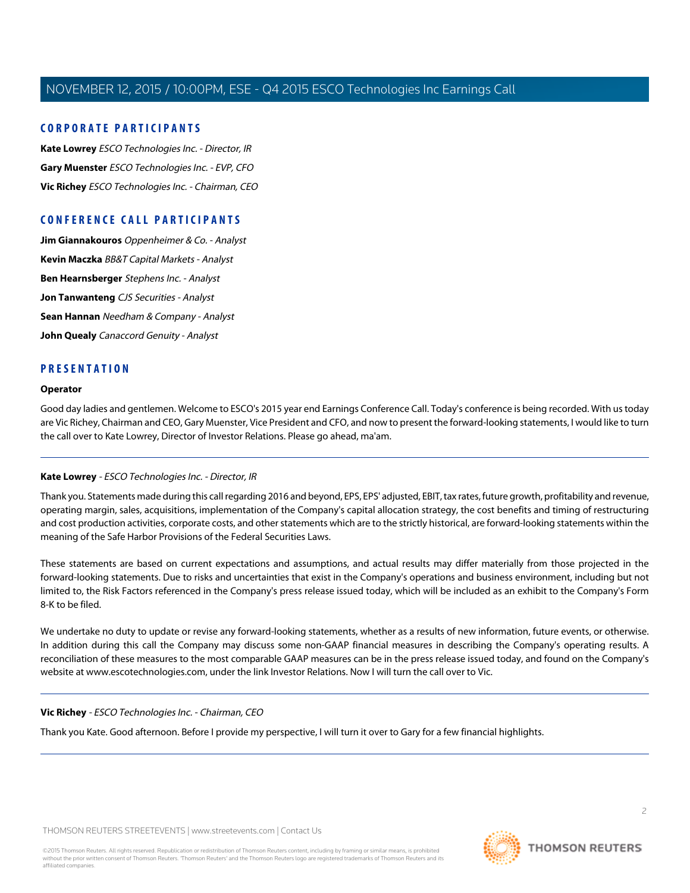## CORPORATE PARTICIPANTS

**Kate Lowrey** *ESCO Technologies Inc. - Director, IR*

**Gary Muenster** *ESCO Technologies Inc. - EVP, CFO*

**Vic Richey** *ESCO Technologies Inc. - Chairman, CEO*

## CONFERENCE CALL PARTICIPANTS

**Jim Giannakouros** *Oppenheimer & Co. - Analyst*

**Kevin Maczka** *BB&T Capital Markets - Analyst*

**Ben Hearnsberger** *Stephens Inc. - Analyst*

**Jon Tanwanteng** *CJS Securities - Analyst*

**Sean Hannan** *Needham & Company - Analyst*

**John Quealy** *Canaccord Genuity - Analyst*

## PRESENTATION

**Operator**

Good day ladies and gentlemen. Welcome to ESCO's 2015 year end Earnings Conference Call. Today's conference is being recorded. With us today are Vic Richey, Chairman and CEO, Gary Muenster, Vice President and CFO, and now to present the forward-looking statements, I would like to turn the call over to Kate Lowrey, Director of Investor Relations. Please go ahead, ma'am.

---

**Kate Lowrey** - *ESCO Technologies Inc. - Director, IR*

Thank you. Statements made during this call regarding 2016 and beyond, EPS, EPS' adjusted, EBIT, tax rates, future growth, profitability and revenue, operating margin, sales, acquisitions, implementation of the Company's capital allocation strategy, the cost benefits and timing of restructuring and cost production activities, corporate costs, and other statements which are to the strictly historical, are forward-looking statements within the meaning of the Safe Harbor Provisions of the Federal Securities Laws.

These statements are based on current expectations and assumptions, and actual results may differ materially from those projected in the forward-looking statements. Due to risks and uncertainties that exist in the Company's operations and business environment, including but not limited to, the Risk Factors referenced in the Company's press release issued today, which will be included as an exhibit to the Company's Form 8-K to be filed.

We undertake no duty to update or revise any forward-looking statements, whether as a results of new information, future events, or otherwise. In addition during this call the Company may discuss some non-GAAP financial measures in describing the Company's operating results. A reconciliation of these measures to the most comparable GAAP measures can be in the press release issued today, and found on the Company's website at www.escotechnologies.com, under the link Investor Relations. Now I will turn the call over to Vic.

---

**Vic Richey** - *ESCO Technologies Inc. - Chairman, CEO*

Thank you Kate. Good afternoon. Before I provide my perspective, I will turn it over to Gary for a few financial highlights.

---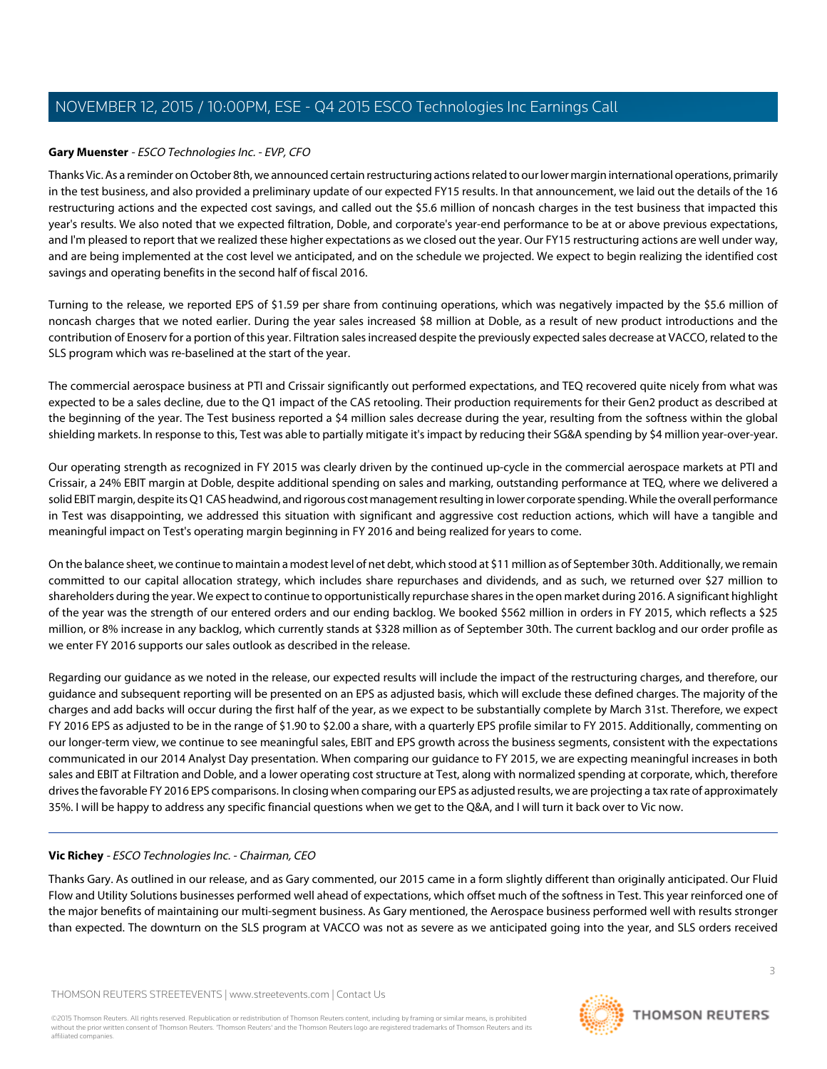**Gary Muenster** - *ESCO Technologies Inc. - EVP, CFO*

Thanks Vic. As a reminder on October 8th, we announced certain restructuring actions related to our lower margin international operations, primarily in the test business, and also provided a preliminary update of our expected FY15 results. In that announcement, we laid out the details of the 16 restructuring actions and the expected cost savings, and called out the $5.6 million of noncash charges in the test business that impacted this year's results. We also noted that we expected filtration, Doble, and corporate's year-end performance to be at or above previous expectations, and I'm pleased to report that we realized these higher expectations as we closed out the year. Our FY15 restructuring actions are well under way, and are being implemented at the cost level we anticipated, and on the schedule we projected. We expect to begin realizing the identified cost savings and operating benefits in the second half of fiscal 2016.

Turning to the release, we reported EPS of $1.59 per share from continuing operations, which was negatively impacted by the $5.6 million of noncash charges that we noted earlier. During the year sales increased $8 million at Doble, as a result of new product introductions and the contribution of Enoserv for a portion of this year. Filtration sales increased despite the previously expected sales decrease at VACCO, related to the SLS program which was re-baselined at the start of the year.

The commercial aerospace business at PTI and Crissair significantly out performed expectations, and TEQ recovered quite nicely from what was expected to be a sales decline, due to the Q1 impact of the CAS retooling. Their production requirements for their Gen2 product as described at the beginning of the year. The Test business reported a $4 million sales decrease during the year, resulting from the softness within the global shielding markets. In response to this, Test was able to partially mitigate it's impact by reducing their SG&A spending by $4 million year-over-year.

Our operating strength as recognized in FY 2015 was clearly driven by the continued up-cycle in the commercial aerospace markets at PTI and Crissair, a 24% EBIT margin at Doble, despite additional spending on sales and marking, outstanding performance at TEQ, where we delivered a solid EBIT margin, despite its Q1 CAS headwind, and rigorous cost management resulting in lower corporate spending. While the overall performance in Test was disappointing, we addressed this situation with significant and aggressive cost reduction actions, which will have a tangible and meaningful impact on Test's operating margin beginning in FY 2016 and being realized for years to come.

On the balance sheet, we continue to maintain a modest level of net debt, which stood at $11 million as of September 30th. Additionally, we remain committed to our capital allocation strategy, which includes share repurchases and dividends, and as such, we returned over $27 million to shareholders during the year. We expect to continue to opportunistically repurchase shares in the open market during 2016. A significant highlight of the year was the strength of our entered orders and our ending backlog. We booked $562 million in orders in FY 2015, which reflects a $25 million, or 8% increase in any backlog, which currently stands at $328 million as of September 30th. The current backlog and our order profile as we enter FY 2016 supports our sales outlook as described in the release.

Regarding our guidance as we noted in the release, our expected results will include the impact of the restructuring charges, and therefore, our guidance and subsequent reporting will be presented on an EPS as adjusted basis, which will exclude these defined charges. The majority of the charges and add backs will occur during the first half of the year, as we expect to be substantially complete by March 31st. Therefore, we expect FY 2016 EPS as adjusted to be in the range of $1.90 to $2.00 a share, with a quarterly EPS profile similar to FY 2015. Additionally, commenting on our longer-term view, we continue to see meaningful sales, EBIT and EPS growth across the business segments, consistent with the expectations communicated in our 2014 Analyst Day presentation. When comparing our guidance to FY 2015, we are expecting meaningful increases in both sales and EBIT at Filtration and Doble, and a lower operating cost structure at Test, along with normalized spending at corporate, which, therefore drives the favorable FY 2016 EPS comparisons. In closing when comparing our EPS as adjusted results, we are projecting a tax rate of approximately 35%. I will be happy to address any specific financial questions when we get to the Q&A, and I will turn it back over to Vic now.

---

**Vic Richey** - *ESCO Technologies Inc. - Chairman, CEO*

Thanks Gary. As outlined in our release, and as Gary commented, our 2015 came in a form slightly different than originally anticipated. Our Fluid Flow and Utility Solutions businesses performed well ahead of expectations, which offset much of the softness in Test. This year reinforced one of the major benefits of maintaining our multi-segment business. As Gary mentioned, the Aerospace business performed well with results stronger than expected. The downturn on the SLS program at VACCO was not as severe as we anticipated going into the year, and SLS orders received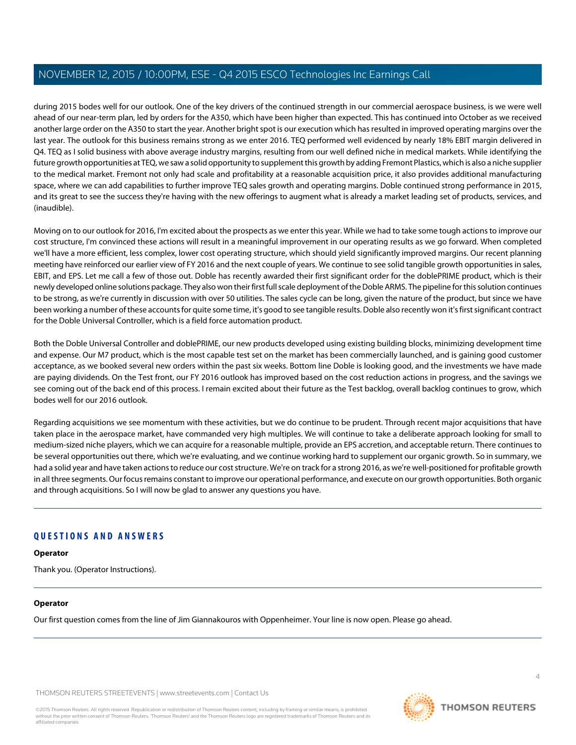during 2015 bodes well for our outlook. One of the key drivers of the continued strength in our commercial aerospace business, is we were well ahead of our near-term plan, led by orders for the A350, which have been higher than expected. This has continued into October as we received another large order on the A350 to start the year. Another bright spot is our execution which has resulted in improved operating margins over the last year. The outlook for this business remains strong as we enter 2016. TEQ performed well evidenced by nearly 18% EBIT margin delivered in Q4. TEQ as I solid business with above average industry margins, resulting from our well defined niche in medical markets. While identifying the future growth opportunities at TEQ, we saw a solid opportunity to supplement this growth by adding Fremont Plastics, which is also a niche supplier to the medical market. Fremont not only had scale and profitability at a reasonable acquisition price, it also provides additional manufacturing space, where we can add capabilities to further improve TEQ sales growth and operating margins. Doble continued strong performance in 2015, and its great to see the success they're having with the new offerings to augment what is already a market leading set of products, services, and (inaudible).

Moving on to our outlook for 2016, I'm excited about the prospects as we enter this year. While we had to take some tough actions to improve our cost structure, I'm convinced these actions will result in a meaningful improvement in our operating results as we go forward. When completed we'll have a more efficient, less complex, lower cost operating structure, which should yield significantly improved margins. Our recent planning meeting have reinforced our earlier view of FY 2016 and the next couple of years. We continue to see solid tangible growth opportunities in sales, EBIT, and EPS. Let me call a few of those out. Doble has recently awarded their first significant order for the doblePRIME product, which is their newly developed online solutions package. They also won their first full scale deployment of the Doble ARMS. The pipeline for this solution continues to be strong, as we're currently in discussion with over 50 utilities. The sales cycle can be long, given the nature of the product, but since we have been working a number of these accounts for quite some time, it's good to see tangible results. Doble also recently won it's first significant contract for the Doble Universal Controller, which is a field force automation product.

Both the Doble Universal Controller and doblePRIME, our new products developed using existing building blocks, minimizing development time and expense. Our M7 product, which is the most capable test set on the market has been commercially launched, and is gaining good customer acceptance, as we booked several new orders within the past six weeks. Bottom line Doble is looking good, and the investments we have made are paying dividends. On the Test front, our FY 2016 outlook has improved based on the cost reduction actions in progress, and the savings we see coming out of the back end of this process. I remain excited about their future as the Test backlog, overall backlog continues to grow, which bodes well for our 2016 outlook.

Regarding acquisitions we see momentum with these activities, but we do continue to be prudent. Through recent major acquisitions that have taken place in the aerospace market, have commanded very high multiples. We will continue to take a deliberate approach looking for small to medium-sized niche players, which we can acquire for a reasonable multiple, provide an EPS accretion, and acceptable return. There continues to be several opportunities out there, which we're evaluating, and we continue working hard to supplement our organic growth. So in summary, we had a solid year and have taken actions to reduce our cost structure. We're on track for a strong 2016, as we're well-positioned for profitable growth in all three segments. Our focus remains constant to improve our operational performance, and execute on our growth opportunities. Both organic and through acquisitions. So I will now be glad to answer any questions you have.

## QUESTIONS AND ANSWERS

**Operator**

Thank you. (Operator Instructions).

**Operator**

Our first question comes from the line of Jim Giannakouros with Oppenheimer. Your line is now open. Please go ahead.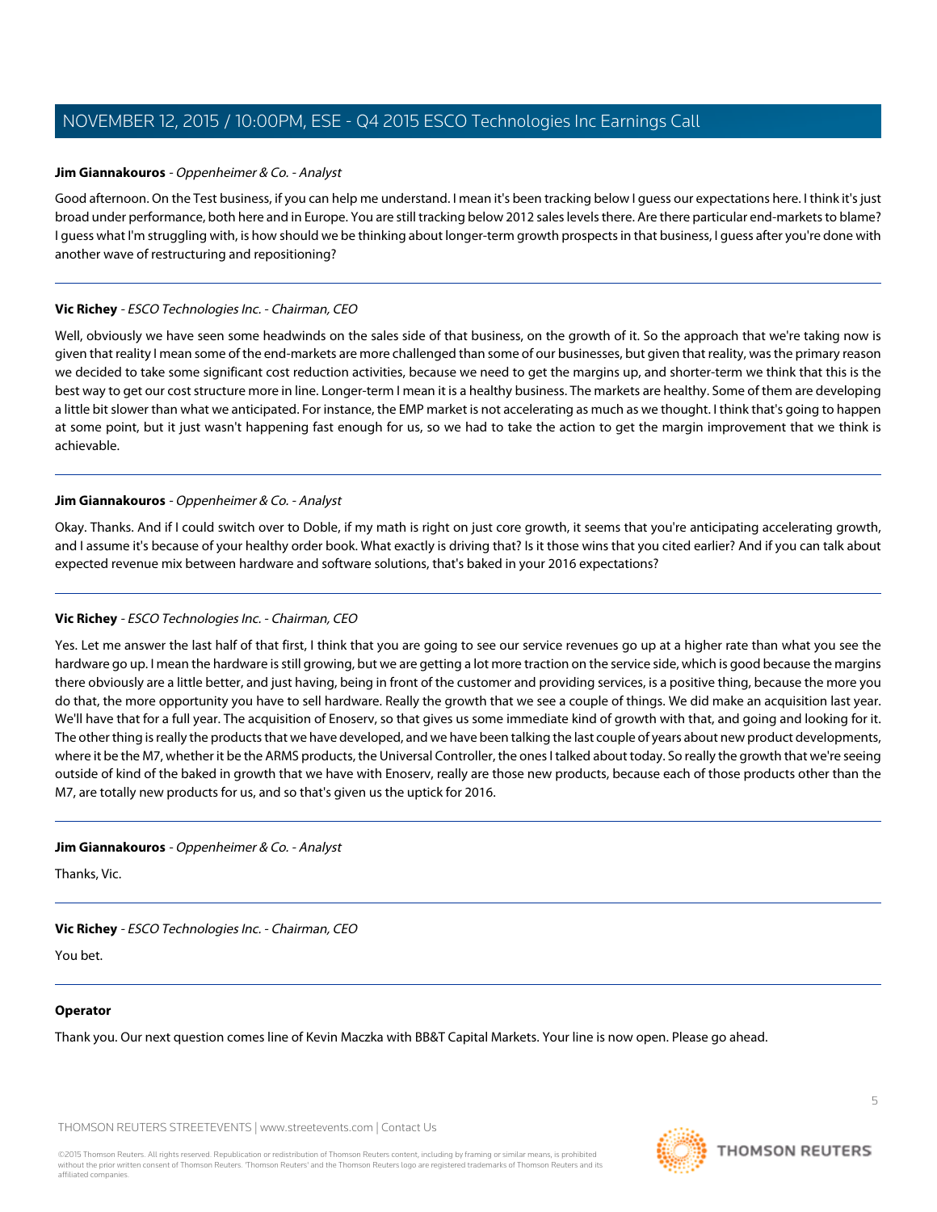**Jim Giannakouros** - *Oppenheimer & Co. - Analyst*

Good afternoon. On the Test business, if you can help me understand. I mean it's been tracking below I guess our expectations here. I think it's just broad under performance, both here and in Europe. You are still tracking below 2012 sales levels there. Are there particular end-markets to blame? I guess what I'm struggling with, is how should we be thinking about longer-term growth prospects in that business, I guess after you're done with another wave of restructuring and repositioning?

---

**Vic Richey** - *ESCO Technologies Inc. - Chairman, CEO*

Well, obviously we have seen some headwinds on the sales side of that business, on the growth of it. So the approach that we're taking now is given that reality I mean some of the end-markets are more challenged than some of our businesses, but given that reality, was the primary reason we decided to take some significant cost reduction activities, because we need to get the margins up, and shorter-term we think that this is the best way to get our cost structure more in line. Longer-term I mean it is a healthy business. The markets are healthy. Some of them are developing a little bit slower than what we anticipated. For instance, the EMP market is not accelerating as much as we thought. I think that's going to happen at some point, but it just wasn't happening fast enough for us, so we had to take the action to get the margin improvement that we think is achievable.

---

**Jim Giannakouros** - *Oppenheimer & Co. - Analyst*

Okay. Thanks. And if I could switch over to Doble, if my math is right on just core growth, it seems that you're anticipating accelerating growth, and I assume it's because of your healthy order book. What exactly is driving that? Is it those wins that you cited earlier? And if you can talk about expected revenue mix between hardware and software solutions, that's baked in your 2016 expectations?

---

**Vic Richey** - *ESCO Technologies Inc. - Chairman, CEO*

Yes. Let me answer the last half of that first, I think that you are going to see our service revenues go up at a higher rate than what you see the hardware go up. I mean the hardware is still growing, but we are getting a lot more traction on the service side, which is good because the margins there obviously are a little better, and just having, being in front of the customer and providing services, is a positive thing, because the more you do that, the more opportunity you have to sell hardware. Really the growth that we see a couple of things. We did make an acquisition last year. We'll have that for a full year. The acquisition of Enoserv, so that gives us some immediate kind of growth with that, and going and looking for it. The other thing is really the products that we have developed, and we have been talking the last couple of years about new product developments, where it be the M7, whether it be the ARMS products, the Universal Controller, the ones I talked about today. So really the growth that we're seeing outside of kind of the baked in growth that we have with Enoserv, really are those new products, because each of those products other than the M7, are totally new products for us, and so that's given us the uptick for 2016.

---

**Jim Giannakouros** - *Oppenheimer & Co. - Analyst*

Thanks, Vic.

---

**Vic Richey** - *ESCO Technologies Inc. - Chairman, CEO*

You bet.

---

**Operator**

Thank you. Our next question comes line of Kevin Maczka with BB&T Capital Markets. Your line is now open. Please go ahead.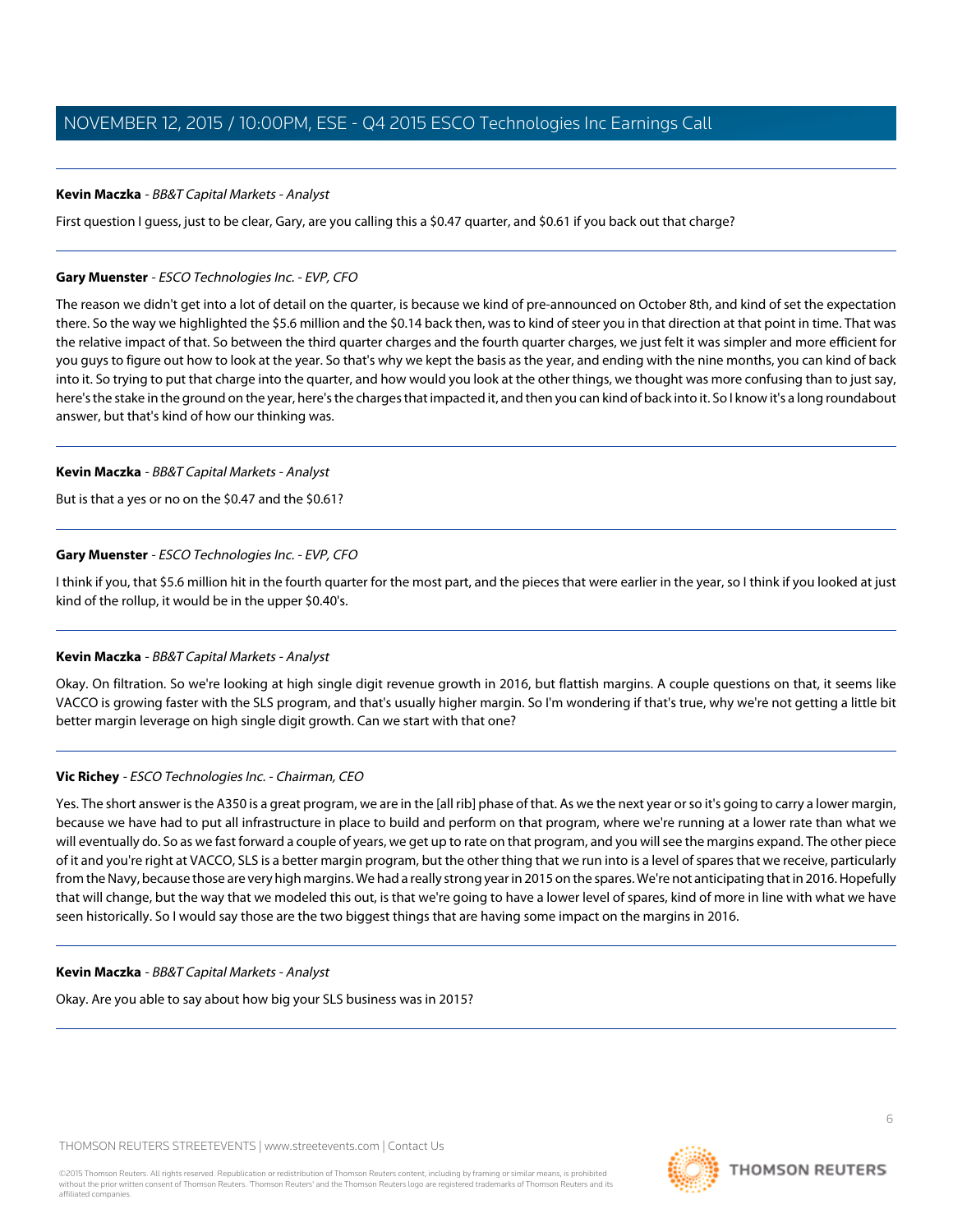**Kevin Maczka** - *BB&T Capital Markets - Analyst*

First question I guess, just to be clear, Gary, are you calling this a $0.47 quarter, and $0.61 if you back out that charge?

---

**Gary Muenster** - *ESCO Technologies Inc. - EVP, CFO*

The reason we didn't get into a lot of detail on the quarter, is because we kind of pre-announced on October 8th, and kind of set the expectation there. So the way we highlighted the $5.6 million and the $0.14 back then, was to kind of steer you in that direction at that point in time. That was the relative impact of that. So between the third quarter charges and the fourth quarter charges, we just felt it was simpler and more efficient for you guys to figure out how to look at the year. So that's why we kept the basis as the year, and ending with the nine months, you can kind of back into it. So trying to put that charge into the quarter, and how would you look at the other things, we thought was more confusing than to just say, here's the stake in the ground on the year, here's the charges that impacted it, and then you can kind of back into it. So I know it's a long roundabout answer, but that's kind of how our thinking was.

---

**Kevin Maczka** - *BB&T Capital Markets - Analyst*

But is that a yes or no on the $0.47 and the $0.61?

---

**Gary Muenster** - *ESCO Technologies Inc. - EVP, CFO*

I think if you, that $5.6 million hit in the fourth quarter for the most part, and the pieces that were earlier in the year, so I think if you looked at just kind of the rollup, it would be in the upper $0.40's.

---

**Kevin Maczka** - *BB&T Capital Markets - Analyst*

Okay. On filtration. So we're looking at high single digit revenue growth in 2016, but flattish margins. A couple questions on that, it seems like VACCO is growing faster with the SLS program, and that's usually higher margin. So I'm wondering if that's true, why we're not getting a little bit better margin leverage on high single digit growth. Can we start with that one?

---

**Vic Richey** - *ESCO Technologies Inc. - Chairman, CEO*

Yes. The short answer is the A350 is a great program, we are in the [all rib] phase of that. As we the next year or so it's going to carry a lower margin, because we have had to put all infrastructure in place to build and perform on that program, where we're running at a lower rate than what we will eventually do. So as we fast forward a couple of years, we get up to rate on that program, and you will see the margins expand. The other piece of it and you're right at VACCO, SLS is a better margin program, but the other thing that we run into is a level of spares that we receive, particularly from the Navy, because those are very high margins. We had a really strong year in 2015 on the spares. We're not anticipating that in 2016. Hopefully that will change, but the way that we modeled this out, is that we're going to have a lower level of spares, kind of more in line with what we have seen historically. So I would say those are the two biggest things that are having some impact on the margins in 2016.

---

**Kevin Maczka** - *BB&T Capital Markets - Analyst*

Okay. Are you able to say about how big your SLS business was in 2015?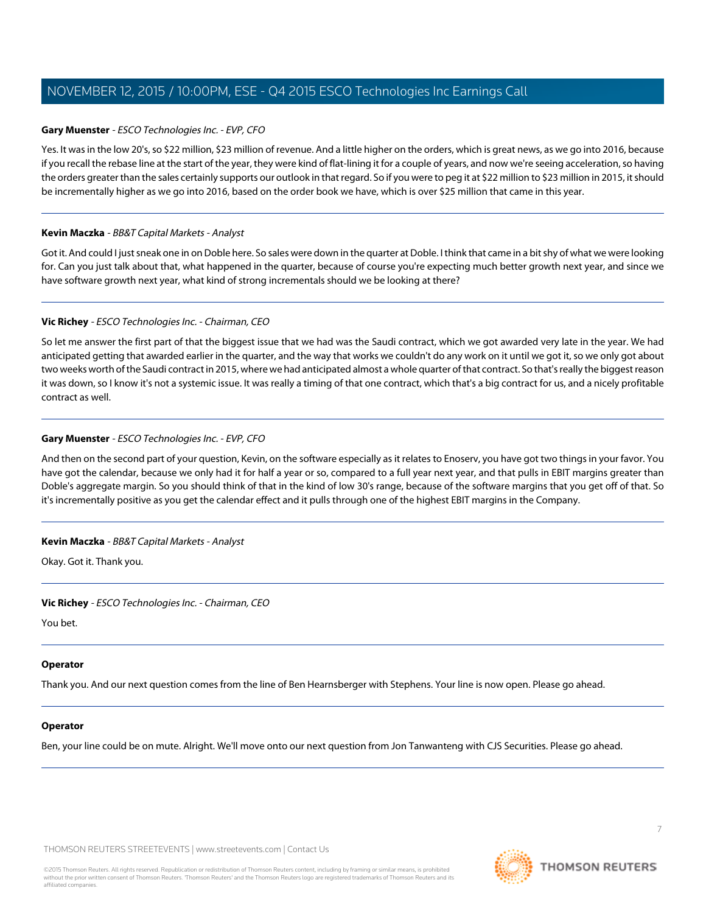**Gary Muenster** - *ESCO Technologies Inc. - EVP, CFO*

Yes. It was in the low 20's, so $22 million, $23 million of revenue. And a little higher on the orders, which is great news, as we go into 2016, because if you recall the rebase line at the start of the year, they were kind of flat-lining it for a couple of years, and now we're seeing acceleration, so having the orders greater than the sales certainly supports our outlook in that regard. So if you were to peg it at $22 million to $23 million in 2015, it should be incrementally higher as we go into 2016, based on the order book we have, which is over $25 million that came in this year.

---

**Kevin Maczka** - *BB&T Capital Markets - Analyst*

Got it. And could I just sneak one in on Doble here. So sales were down in the quarter at Doble. I think that came in a bit shy of what we were looking for. Can you just talk about that, what happened in the quarter, because of course you're expecting much better growth next year, and since we have software growth next year, what kind of strong incrementals should we be looking at there?

---

**Vic Richey** - *ESCO Technologies Inc. - Chairman, CEO*

So let me answer the first part of that the biggest issue that we had was the Saudi contract, which we got awarded very late in the year. We had anticipated getting that awarded earlier in the quarter, and the way that works we couldn't do any work on it until we got it, so we only got about two weeks worth of the Saudi contract in 2015, where we had anticipated almost a whole quarter of that contract. So that's really the biggest reason it was down, so I know it's not a systemic issue. It was really a timing of that one contract, which that's a big contract for us, and a nicely profitable contract as well.

---

**Gary Muenster** - *ESCO Technologies Inc. - EVP, CFO*

And then on the second part of your question, Kevin, on the software especially as it relates to Enoserv, you have got two things in your favor. You have got the calendar, because we only had it for half a year or so, compared to a full year next year, and that pulls in EBIT margins greater than Doble's aggregate margin. So you should think of that in the kind of low 30's range, because of the software margins that you get off of that. So it's incrementally positive as you get the calendar effect and it pulls through one of the highest EBIT margins in the Company.

---

**Kevin Maczka** - *BB&T Capital Markets - Analyst*

Okay. Got it. Thank you.

---

**Vic Richey** - *ESCO Technologies Inc. - Chairman, CEO*

You bet.

---

**Operator**

Thank you. And our next question comes from the line of Ben Hearnsberger with Stephens. Your line is now open. Please go ahead.

---

**Operator**

Ben, your line could be on mute. Alright. We'll move onto our next question from Jon Tanwanteng with CJS Securities. Please go ahead.

---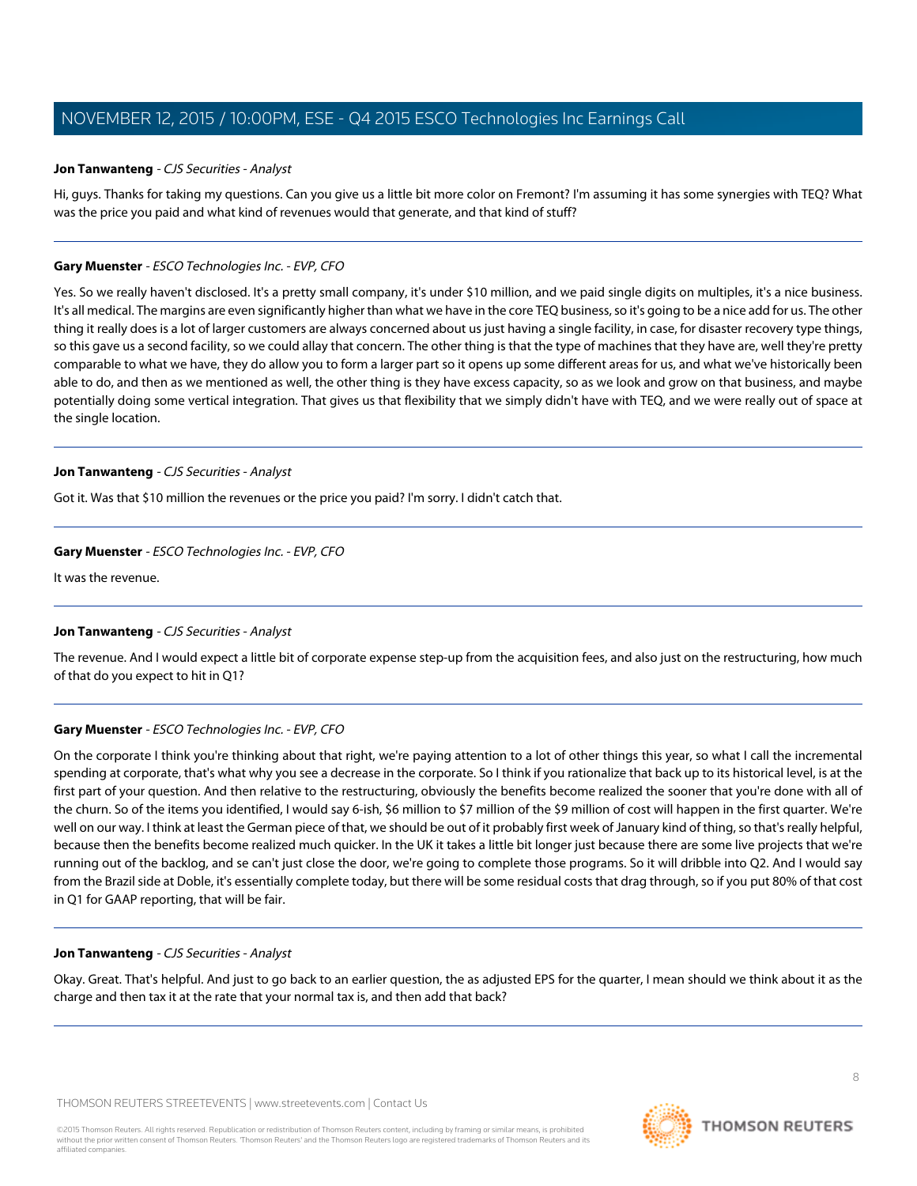**Jon Tanwanteng** - *CJS Securities - Analyst*

Hi, guys. Thanks for taking my questions. Can you give us a little bit more color on Fremont? I'm assuming it has some synergies with TEQ? What was the price you paid and what kind of revenues would that generate, and that kind of stuff?

---

**Gary Muenster** - *ESCO Technologies Inc. - EVP, CFO*

Yes. So we really haven't disclosed. It's a pretty small company, it's under $10 million, and we paid single digits on multiples, it's a nice business. It's all medical. The margins are even significantly higher than what we have in the core TEQ business, so it's going to be a nice add for us. The other thing it really does is a lot of larger customers are always concerned about us just having a single facility, in case, for disaster recovery type things, so this gave us a second facility, so we could allay that concern. The other thing is that the type of machines that they have are, well they're pretty comparable to what we have, they do allow you to form a larger part so it opens up some different areas for us, and what we've historically been able to do, and then as we mentioned as well, the other thing is they have excess capacity, so as we look and grow on that business, and maybe potentially doing some vertical integration. That gives us that flexibility that we simply didn't have with TEQ, and we were really out of space at the single location.

---

**Jon Tanwanteng** - *CJS Securities - Analyst*

Got it. Was that $10 million the revenues or the price you paid? I'm sorry. I didn't catch that.

---

**Gary Muenster** - *ESCO Technologies Inc. - EVP, CFO*

It was the revenue.

---

**Jon Tanwanteng** - *CJS Securities - Analyst*

The revenue. And I would expect a little bit of corporate expense step-up from the acquisition fees, and also just on the restructuring, how much of that do you expect to hit in Q1?

---

**Gary Muenster** - *ESCO Technologies Inc. - EVP, CFO*

On the corporate I think you're thinking about that right, we're paying attention to a lot of other things this year, so what I call the incremental spending at corporate, that's what why you see a decrease in the corporate. So I think if you rationalize that back up to its historical level, is at the first part of your question. And then relative to the restructuring, obviously the benefits become realized the sooner that you're done with all of the churn. So of the items you identified, I would say 6-ish, $6 million to $7 million of the $9 million of cost will happen in the first quarter. We're well on our way. I think at least the German piece of that, we should be out of it probably first week of January kind of thing, so that's really helpful, because then the benefits become realized much quicker. In the UK it takes a little bit longer just because there are some live projects that we're running out of the backlog, and se can't just close the door, we're going to complete those programs. So it will dribble into Q2. And I would say from the Brazil side at Doble, it's essentially complete today, but there will be some residual costs that drag through, so if you put 80% of that cost in Q1 for GAAP reporting, that will be fair.

---

**Jon Tanwanteng** - *CJS Securities - Analyst*

Okay. Great. That's helpful. And just to go back to an earlier question, the as adjusted EPS for the quarter, I mean should we think about it as the charge and then tax it at the rate that your normal tax is, and then add that back?

---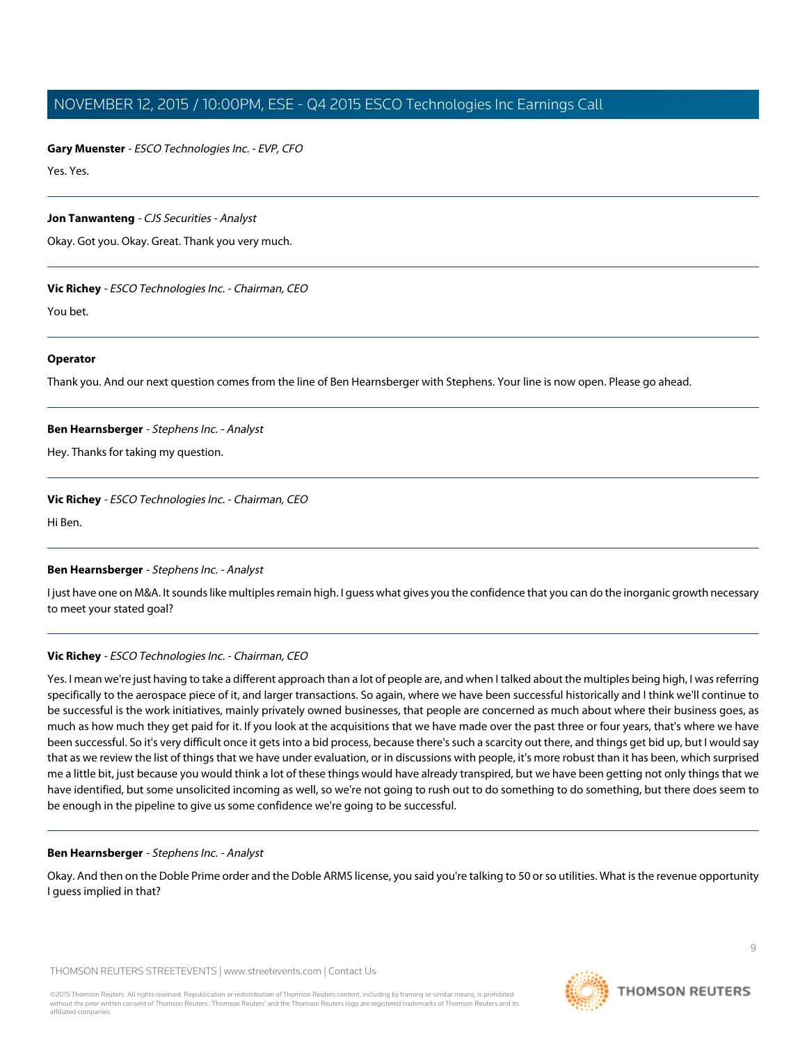**Gary Muenster** - *ESCO Technologies Inc. - EVP, CFO*

Yes. Yes.

---

**Jon Tanwanteng** - *CJS Securities - Analyst*

Okay. Got you. Okay. Great. Thank you very much.

---

**Vic Richey** - *ESCO Technologies Inc. - Chairman, CEO*

You bet.

---

**Operator**

Thank you. And our next question comes from the line of Ben Hearnsberger with Stephens. Your line is now open. Please go ahead.

---

**Ben Hearnsberger** - *Stephens Inc. - Analyst*

Hey. Thanks for taking my question.

---

**Vic Richey** - *ESCO Technologies Inc. - Chairman, CEO*

Hi Ben.

---

**Ben Hearnsberger** - *Stephens Inc. - Analyst*

I just have one on M&A. It sounds like multiples remain high. I guess what gives you the confidence that you can do the inorganic growth necessary to meet your stated goal?

---

**Vic Richey** - *ESCO Technologies Inc. - Chairman, CEO*

Yes. I mean we're just having to take a different approach than a lot of people are, and when I talked about the multiples being high, I was referring specifically to the aerospace piece of it, and larger transactions. So again, where we have been successful historically and I think we'll continue to be successful is the work initiatives, mainly privately owned businesses, that people are concerned as much about where their business goes, as much as how much they get paid for it. If you look at the acquisitions that we have made over the past three or four years, that's where we have been successful. So it's very difficult once it gets into a bid process, because there's such a scarcity out there, and things get bid up, but I would say that as we review the list of things that we have under evaluation, or in discussions with people, it's more robust than it has been, which surprised me a little bit, just because you would think a lot of these things would have already transpired, but we have been getting not only things that we have identified, but some unsolicited incoming as well, so we're not going to rush out to do something to do something, but there does seem to be enough in the pipeline to give us some confidence we're going to be successful.

---

**Ben Hearnsberger** - *Stephens Inc. - Analyst*

Okay. And then on the Doble Prime order and the Doble ARMS license, you said you're talking to 50 or so utilities. What is the revenue opportunity I guess implied in that?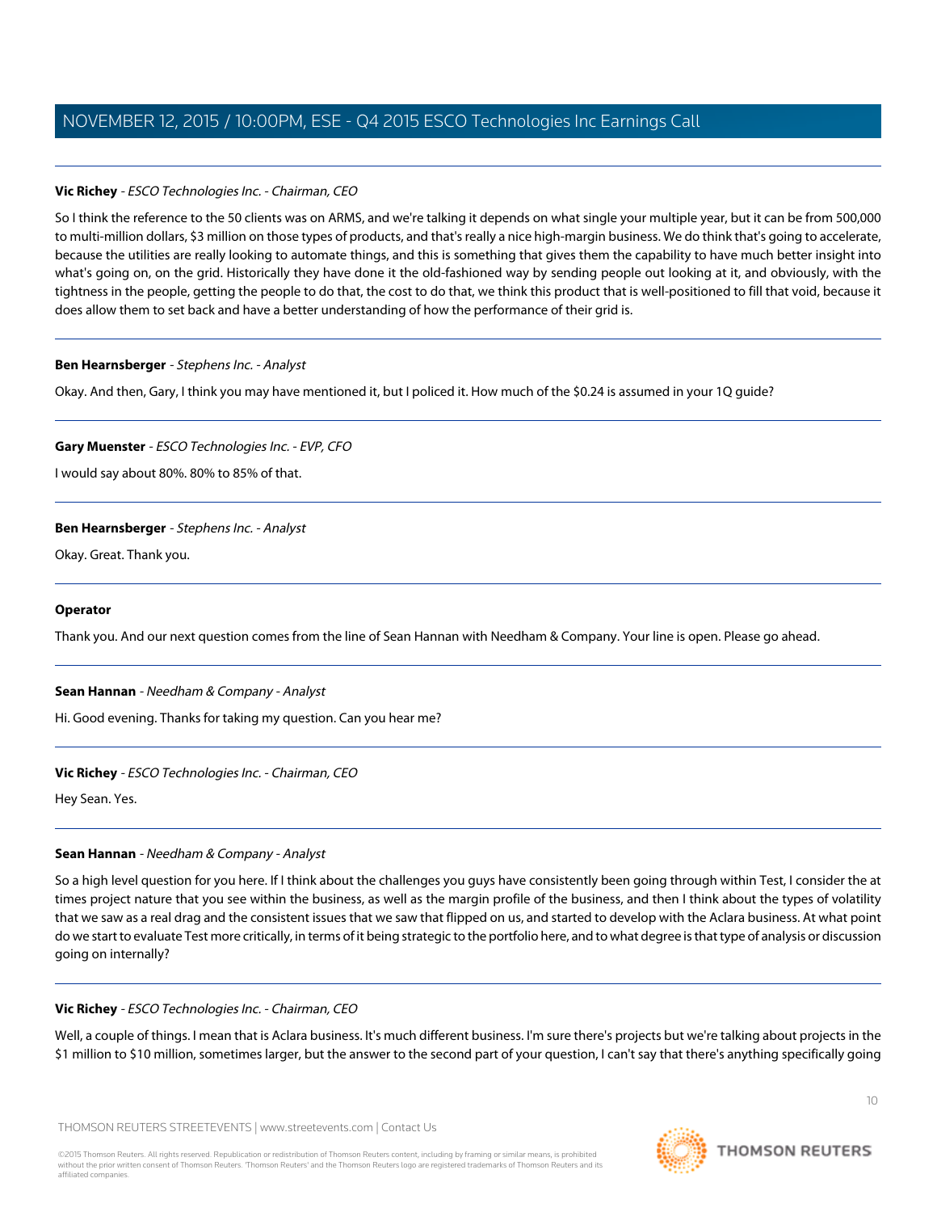**Vic Richey** - *ESCO Technologies Inc. - Chairman, CEO*

So I think the reference to the 50 clients was on ARMS, and we're talking it depends on what single your multiple year, but it can be from 500,000 to multi-million dollars, $3 million on those types of products, and that's really a nice high-margin business. We do think that's going to accelerate, because the utilities are really looking to automate things, and this is something that gives them the capability to have much better insight into what's going on, on the grid. Historically they have done it the old-fashioned way by sending people out looking at it, and obviously, with the tightness in the people, getting the people to do that, the cost to do that, we think this product that is well-positioned to fill that void, because it does allow them to set back and have a better understanding of how the performance of their grid is.

---

**Ben Hearnsberger** - *Stephens Inc. - Analyst*

Okay. And then, Gary, I think you may have mentioned it, but I policed it. How much of the $0.24 is assumed in your 1Q guide?

---

**Gary Muenster** - *ESCO Technologies Inc. - EVP, CFO*

I would say about 80%. 80% to 85% of that.

---

**Ben Hearnsberger** - *Stephens Inc. - Analyst*

Okay. Great. Thank you.

---

**Operator**

Thank you. And our next question comes from the line of Sean Hannan with Needham & Company. Your line is open. Please go ahead.

---

**Sean Hannan** - *Needham & Company - Analyst*

Hi. Good evening. Thanks for taking my question. Can you hear me?

---

**Vic Richey** - *ESCO Technologies Inc. - Chairman, CEO*

Hey Sean. Yes.

---

**Sean Hannan** - *Needham & Company - Analyst*

So a high level question for you here. If I think about the challenges you guys have consistently been going through within Test, I consider the at times project nature that you see within the business, as well as the margin profile of the business, and then I think about the types of volatility that we saw as a real drag and the consistent issues that we saw that flipped on us, and started to develop with the Aclara business. At what point do we start to evaluate Test more critically, in terms of it being strategic to the portfolio here, and to what degree is that type of analysis or discussion going on internally?

---

**Vic Richey** - *ESCO Technologies Inc. - Chairman, CEO*

Well, a couple of things. I mean that is Aclara business. It's much different business. I'm sure there's projects but we're talking about projects in the $1 million to $10 million, sometimes larger, but the answer to the second part of your question, I can't say that there's anything specifically going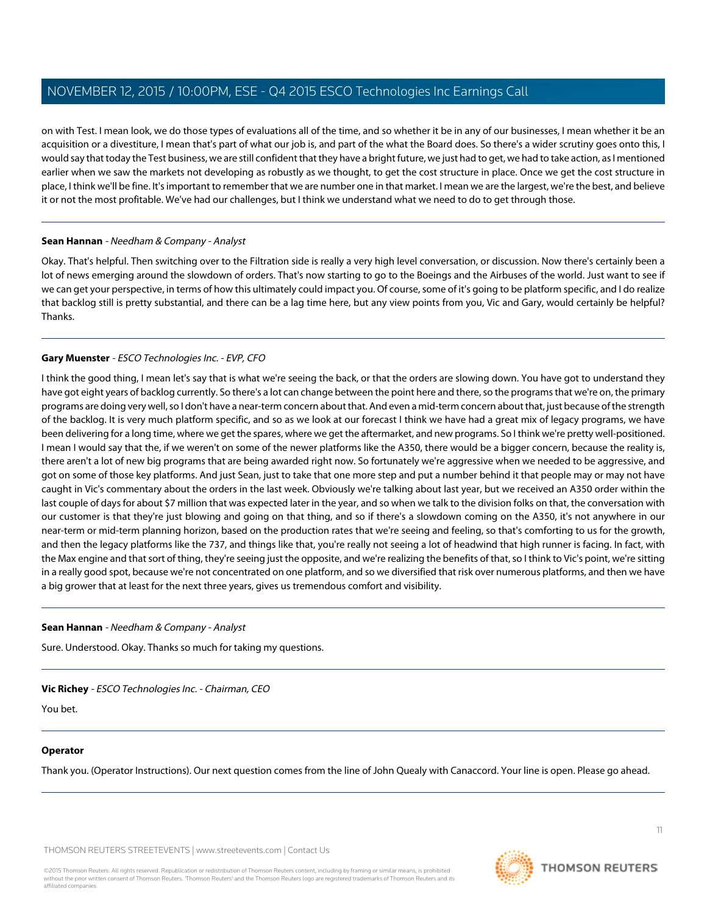on with Test. I mean look, we do those types of evaluations all of the time, and so whether it be in any of our businesses, I mean whether it be an acquisition or a divestiture, I mean that's part of what our job is, and part of the what the Board does. So there's a wider scrutiny goes onto this, I would say that today the Test business, we are still confident that they have a bright future, we just had to get, we had to take action, as I mentioned earlier when we saw the markets not developing as robustly as we thought, to get the cost structure in place. Once we get the cost structure in place, I think we'll be fine. It's important to remember that we are number one in that market. I mean we are the largest, we're the best, and believe it or not the most profitable. We've had our challenges, but I think we understand what we need to do to get through those.

---

**Sean Hannan** - *Needham & Company - Analyst*

Okay. That's helpful. Then switching over to the Filtration side is really a very high level conversation, or discussion. Now there's certainly been a lot of news emerging around the slowdown of orders. That's now starting to go to the Boeings and the Airbuses of the world. Just want to see if we can get your perspective, in terms of how this ultimately could impact you. Of course, some of it's going to be platform specific, and I do realize that backlog still is pretty substantial, and there can be a lag time here, but any view points from you, Vic and Gary, would certainly be helpful? Thanks.

---

**Gary Muenster** - *ESCO Technologies Inc. - EVP, CFO*

I think the good thing, I mean let's say that is what we're seeing the back, or that the orders are slowing down. You have got to understand they have got eight years of backlog currently. So there's a lot can change between the point here and there, so the programs that we're on, the primary programs are doing very well, so I don't have a near-term concern about that. And even a mid-term concern about that, just because of the strength of the backlog. It is very much platform specific, and so as we look at our forecast I think we have had a great mix of legacy programs, we have been delivering for a long time, where we get the spares, where we get the aftermarket, and new programs. So I think we're pretty well-positioned. I mean I would say that the, if we weren't on some of the newer platforms like the A350, there would be a bigger concern, because the reality is, there aren't a lot of new big programs that are being awarded right now. So fortunately we're aggressive when we needed to be aggressive, and got on some of those key platforms. And just Sean, just to take that one more step and put a number behind it that people may or may not have caught in Vic's commentary about the orders in the last week. Obviously we're talking about last year, but we received an A350 order within the last couple of days for about $7 million that was expected later in the year, and so when we talk to the division folks on that, the conversation with our customer is that they're just blowing and going on that thing, and so if there's a slowdown coming on the A350, it's not anywhere in our near-term or mid-term planning horizon, based on the production rates that we're seeing and feeling, so that's comforting to us for the growth, and then the legacy platforms like the 737, and things like that, you're really not seeing a lot of headwind that high runner is facing. In fact, with the Max engine and that sort of thing, they're seeing just the opposite, and we're realizing the benefits of that, so I think to Vic's point, we're sitting in a really good spot, because we're not concentrated on one platform, and so we diversified that risk over numerous platforms, and then we have a big grower that at least for the next three years, gives us tremendous comfort and visibility.

---

**Sean Hannan** - *Needham & Company - Analyst*

Sure. Understood. Okay. Thanks so much for taking my questions.

---

**Vic Richey** - *ESCO Technologies Inc. - Chairman, CEO*

You bet.

---

**Operator**

Thank you. (Operator Instructions). Our next question comes from the line of John Quealy with Canaccord. Your line is open. Please go ahead.

---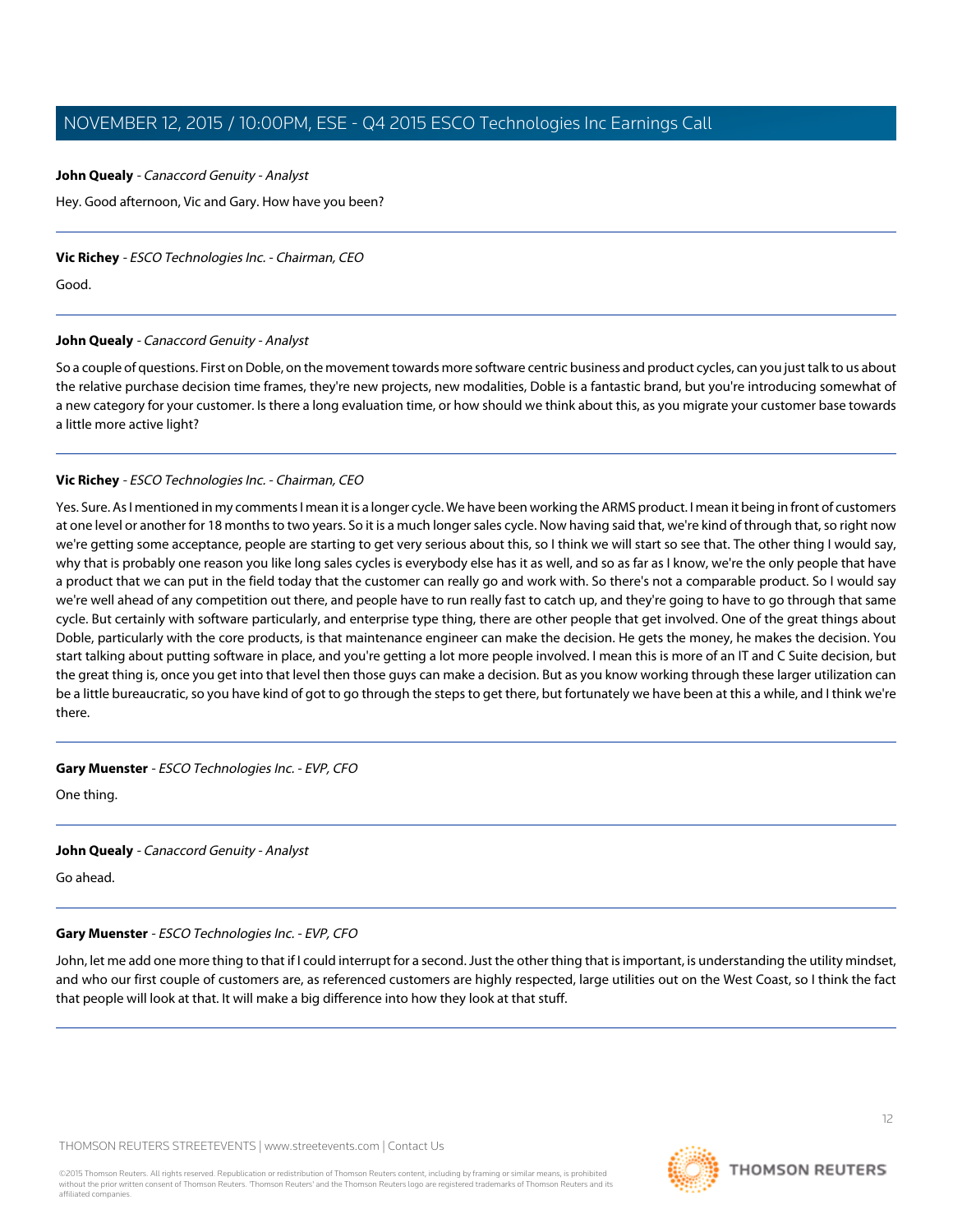**John Quealy** - *Canaccord Genuity - Analyst*

Hey. Good afternoon, Vic and Gary. How have you been?

---

**Vic Richey** - *ESCO Technologies Inc. - Chairman, CEO*

Good.

---

**John Quealy** - *Canaccord Genuity - Analyst*

So a couple of questions. First on Doble, on the movement towards more software centric business and product cycles, can you just talk to us about the relative purchase decision time frames, they're new projects, new modalities, Doble is a fantastic brand, but you're introducing somewhat of a new category for your customer. Is there a long evaluation time, or how should we think about this, as you migrate your customer base towards a little more active light?

---

**Vic Richey** - *ESCO Technologies Inc. - Chairman, CEO*

Yes. Sure. As I mentioned in my comments I mean it is a longer cycle. We have been working the ARMS product. I mean it being in front of customers at one level or another for 18 months to two years. So it is a much longer sales cycle. Now having said that, we're kind of through that, so right now we're getting some acceptance, people are starting to get very serious about this, so I think we will start so see that. The other thing I would say, why that is probably one reason you like long sales cycles is everybody else has it as well, and so as far as I know, we're the only people that have a product that we can put in the field today that the customer can really go and work with. So there's not a comparable product. So I would say we're well ahead of any competition out there, and people have to run really fast to catch up, and they're going to have to go through that same cycle. But certainly with software particularly, and enterprise type thing, there are other people that get involved. One of the great things about Doble, particularly with the core products, is that maintenance engineer can make the decision. He gets the money, he makes the decision. You start talking about putting software in place, and you're getting a lot more people involved. I mean this is more of an IT and C Suite decision, but the great thing is, once you get into that level then those guys can make a decision. But as you know working through these larger utilization can be a little bureaucratic, so you have kind of got to go through the steps to get there, but fortunately we have been at this a while, and I think we're there.

---

**Gary Muenster** - *ESCO Technologies Inc. - EVP, CFO*

One thing.

---

**John Quealy** - *Canaccord Genuity - Analyst*

Go ahead.

---

**Gary Muenster** - *ESCO Technologies Inc. - EVP, CFO*

John, let me add one more thing to that if I could interrupt for a second. Just the other thing that is important, is understanding the utility mindset, and who our first couple of customers are, as referenced customers are highly respected, large utilities out on the West Coast, so I think the fact that people will look at that. It will make a big difference into how they look at that stuff.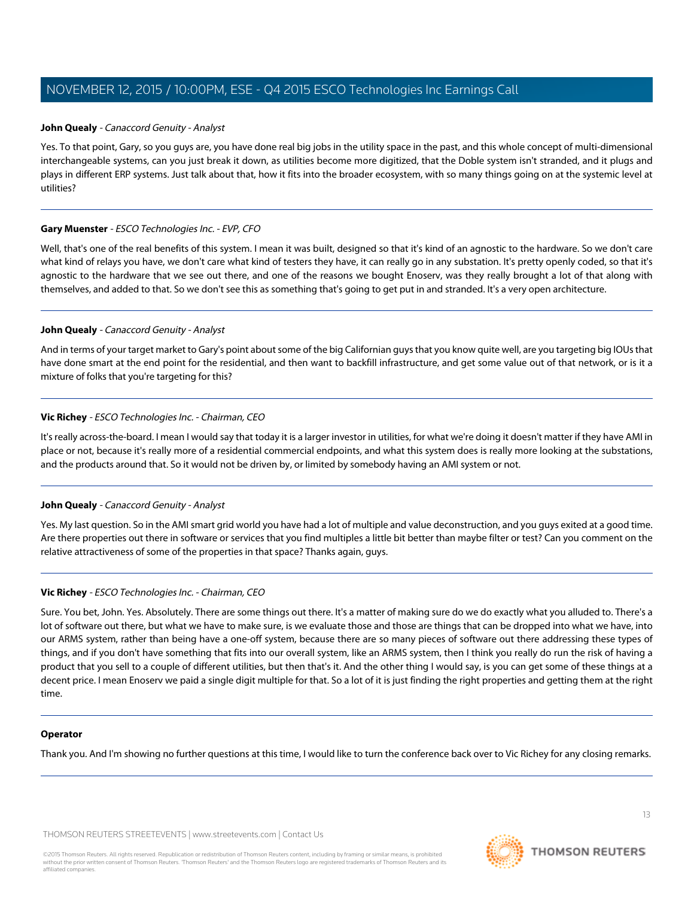**John Quealy** - *Canaccord Genuity - Analyst*

Yes. To that point, Gary, so you guys are, you have done real big jobs in the utility space in the past, and this whole concept of multi-dimensional interchangeable systems, can you just break it down, as utilities become more digitized, that the Doble system isn't stranded, and it plugs and plays in different ERP systems. Just talk about that, how it fits into the broader ecosystem, with so many things going on at the systemic level at utilities?

---

**Gary Muenster** - *ESCO Technologies Inc. - EVP, CFO*

Well, that's one of the real benefits of this system. I mean it was built, designed so that it's kind of an agnostic to the hardware. So we don't care what kind of relays you have, we don't care what kind of testers they have, it can really go in any substation. It's pretty openly coded, so that it's agnostic to the hardware that we see out there, and one of the reasons we bought Enoserv, was they really brought a lot of that along with themselves, and added to that. So we don't see this as something that's going to get put in and stranded. It's a very open architecture.

---

**John Quealy** - *Canaccord Genuity - Analyst*

And in terms of your target market to Gary's point about some of the big Californian guys that you know quite well, are you targeting big IOUs that have done smart at the end point for the residential, and then want to backfill infrastructure, and get some value out of that network, or is it a mixture of folks that you're targeting for this?

---

**Vic Richey** - *ESCO Technologies Inc. - Chairman, CEO*

It's really across-the-board. I mean I would say that today it is a larger investor in utilities, for what we're doing it doesn't matter if they have AMI in place or not, because it's really more of a residential commercial endpoints, and what this system does is really more looking at the substations, and the products around that. So it would not be driven by, or limited by somebody having an AMI system or not.

---

**John Quealy** - *Canaccord Genuity - Analyst*

Yes. My last question. So in the AMI smart grid world you have had a lot of multiple and value deconstruction, and you guys exited at a good time. Are there properties out there in software or services that you find multiples a little bit better than maybe filter or test? Can you comment on the relative attractiveness of some of the properties in that space? Thanks again, guys.

---

**Vic Richey** - *ESCO Technologies Inc. - Chairman, CEO*

Sure. You bet, John. Yes. Absolutely. There are some things out there. It's a matter of making sure do we do exactly what you alluded to. There's a lot of software out there, but what we have to make sure, is we evaluate those and those are things that can be dropped into what we have, into our ARMS system, rather than being have a one-off system, because there are so many pieces of software out there addressing these types of things, and if you don't have something that fits into our overall system, like an ARMS system, then I think you really do run the risk of having a product that you sell to a couple of different utilities, but then that's it. And the other thing I would say, is you can get some of these things at a decent price. I mean Enoserv we paid a single digit multiple for that. So a lot of it is just finding the right properties and getting them at the right time.

---

**Operator**

Thank you. And I'm showing no further questions at this time, I would like to turn the conference back over to Vic Richey for any closing remarks.

---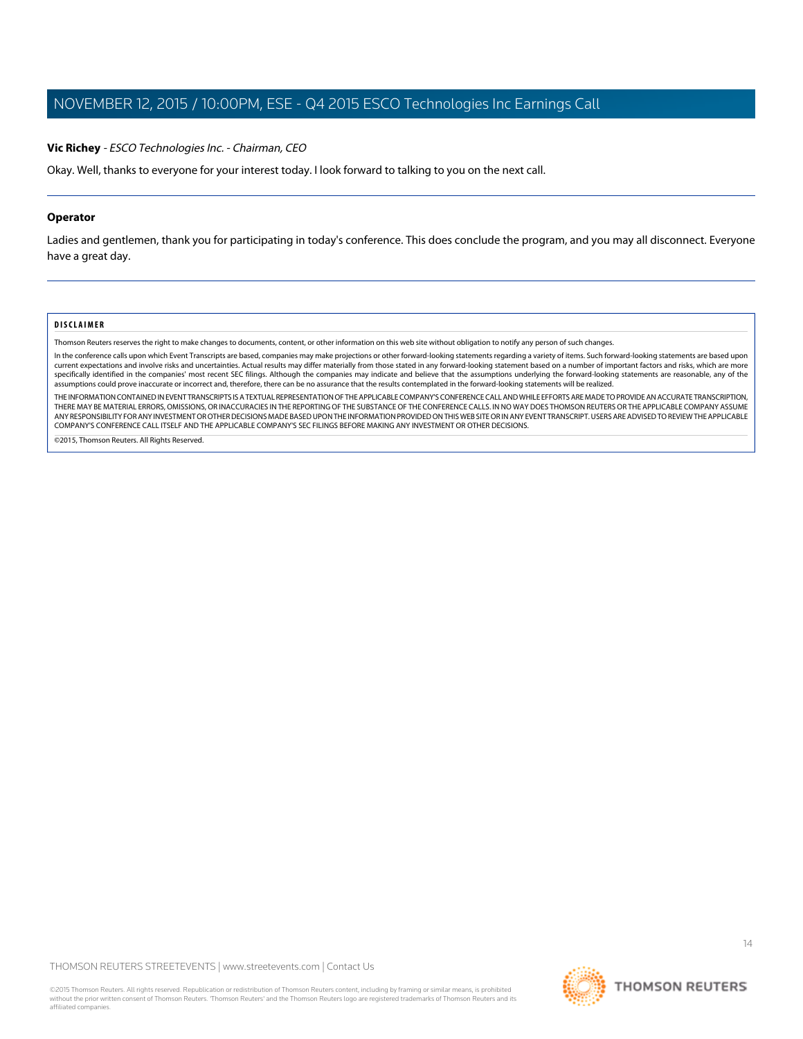**Vic Richey** - *ESCO Technologies Inc. - Chairman, CEO*

Okay. Well, thanks to everyone for your interest today. I look forward to talking to you on the next call.

---

**Operator**

Ladies and gentlemen, thank you for participating in today's conference. This does conclude the program, and you may all disconnect. Everyone have a great day.

---

**DISCLAIMER**

Thomson Reuters reserves the right to make changes to documents, content, or other information on this web site without obligation to notify any person of such changes.

In the conference calls upon which Event Transcripts are based, companies may make projections or other forward-looking statements regarding a variety of items. Such forward-looking statements are based upon current expectations and involve risks and uncertainties. Actual results may differ materially from those stated in any forward-looking statement based on a number of important factors and risks, which are more specifically identified in the companies' most recent SEC filings. Although the companies may indicate and believe that the assumptions underlying the forward-looking statements are reasonable, any of the assumptions could prove inaccurate or incorrect and, therefore, there can be no assurance that the results contemplated in the forward-looking statements will be realized.

THE INFORMATION CONTAINED IN EVENT TRANSCRIPTS IS A TEXTUAL REPRESENTATION OF THE APPLICABLE COMPANY'S CONFERENCE CALL AND WHILE EFFORTS ARE MADE TO PROVIDE AN ACCURATE TRANSCRIPTION, THERE MAY BE MATERIAL ERRORS, OMISSIONS, OR INACCURACIES IN THE REPORTING OF THE SUBSTANCE OF THE CONFERENCE CALLS. IN NO WAY DOES THOMSON REUTERS OR THE APPLICABLE COMPANY ASSUME ANY RESPONSIBILITY FOR ANY INVESTMENT OR OTHER DECISIONS MADE BASED UPON THE INFORMATION PROVIDED ON THIS WEB SITE OR IN ANY EVENT TRANSCRIPT. USERS ARE ADVISED TO REVIEW THE APPLICABLE COMPANY'S CONFERENCE CALL ITSELF AND THE APPLICABLE COMPANY'S SEC FILINGS BEFORE MAKING ANY INVESTMENT OR OTHER DECISIONS.

©2015, Thomson Reuters. All Rights Reserved.